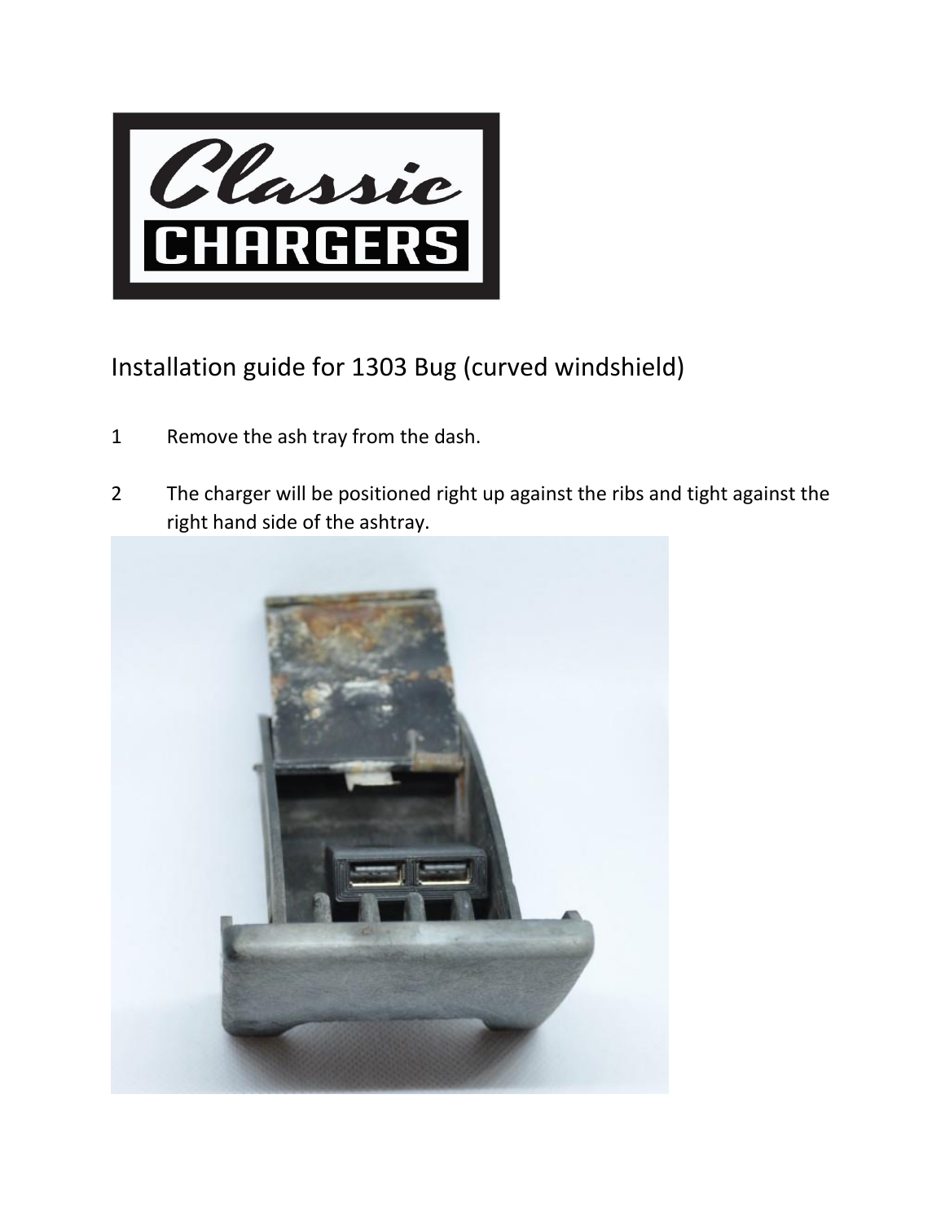Classic
CHARGERS

Installation guide for 1303 Bug (curved windshield)

1 Remove the ash tray from the dash.

2 The charger will be positioned right up against the ribs and tight against the right hand side of the ashtray.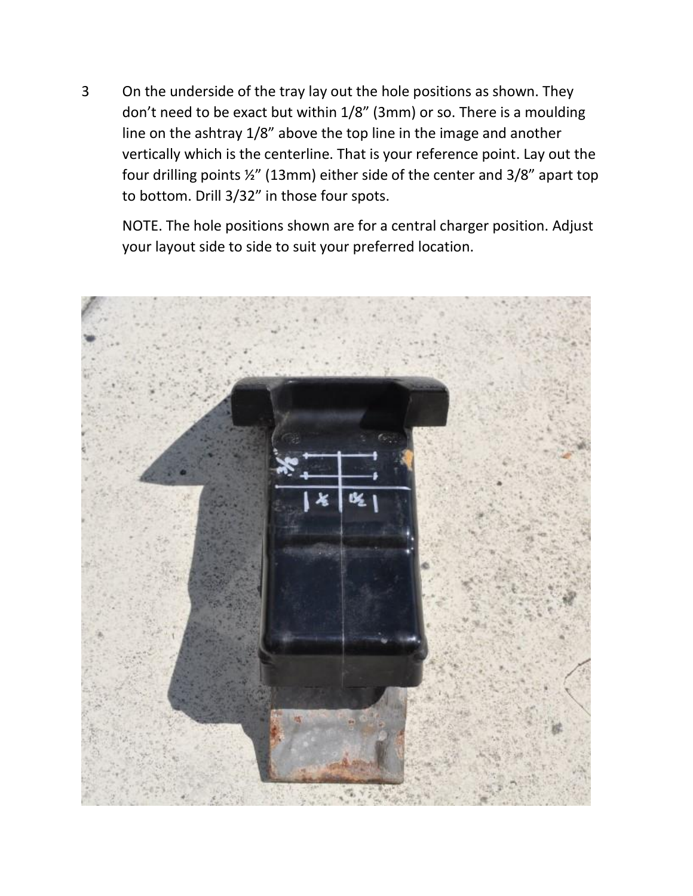3 On the underside of the tray lay out the hole positions as shown. They don't need to be exact but within 1/8" (3mm) or so. There is a moulding line on the ashtray 1/8" above the top line in the image and another vertically which is the centerline. That is your reference point. Lay out the four drilling points ½" (13mm) either side of the center and 3/8" apart top to bottom. Drill 3/32" in those four spots.

NOTE. The hole positions shown are for a central charger position. Adjust your layout side to side to suit your preferred location.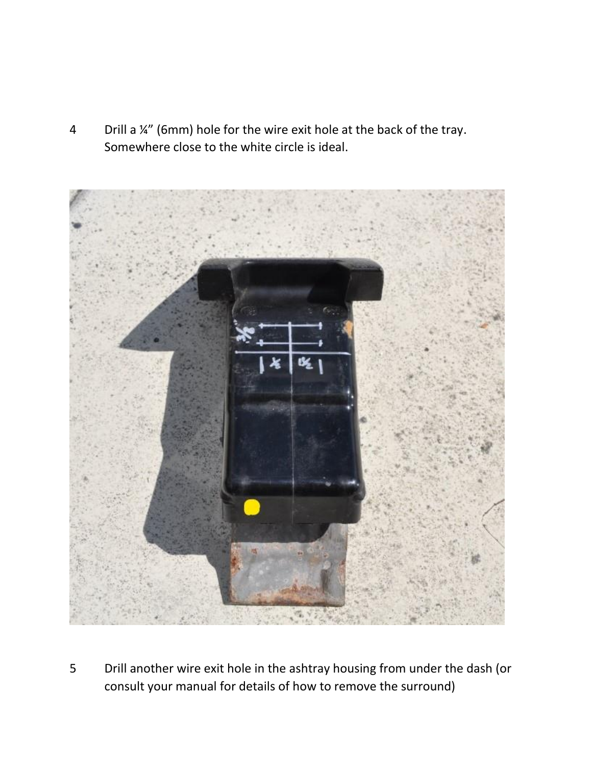4 Drill a ¼" (6mm) hole for the wire exit hole at the back of the tray. Somewhere close to the white circle is ideal.

5 Drill another wire exit hole in the ashtray housing from under the dash (or consult your manual for details of how to remove the surround)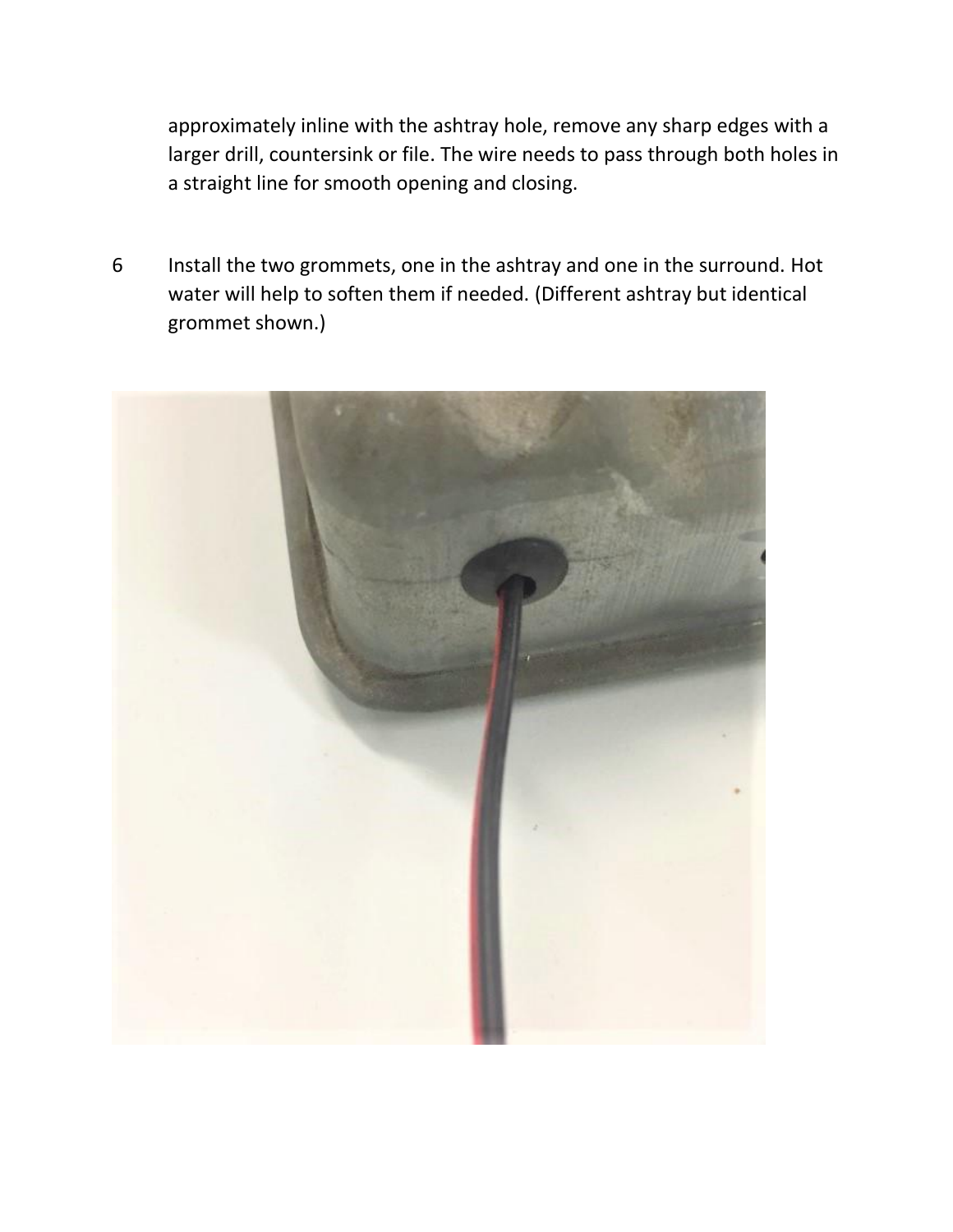approximately inline with the ashtray hole, remove any sharp edges with a larger drill, countersink or file. The wire needs to pass through both holes in a straight line for smooth opening and closing.

6 Install the two grommets, one in the ashtray and one in the surround. Hot water will help to soften them if needed. (Different ashtray but identical grommet shown.)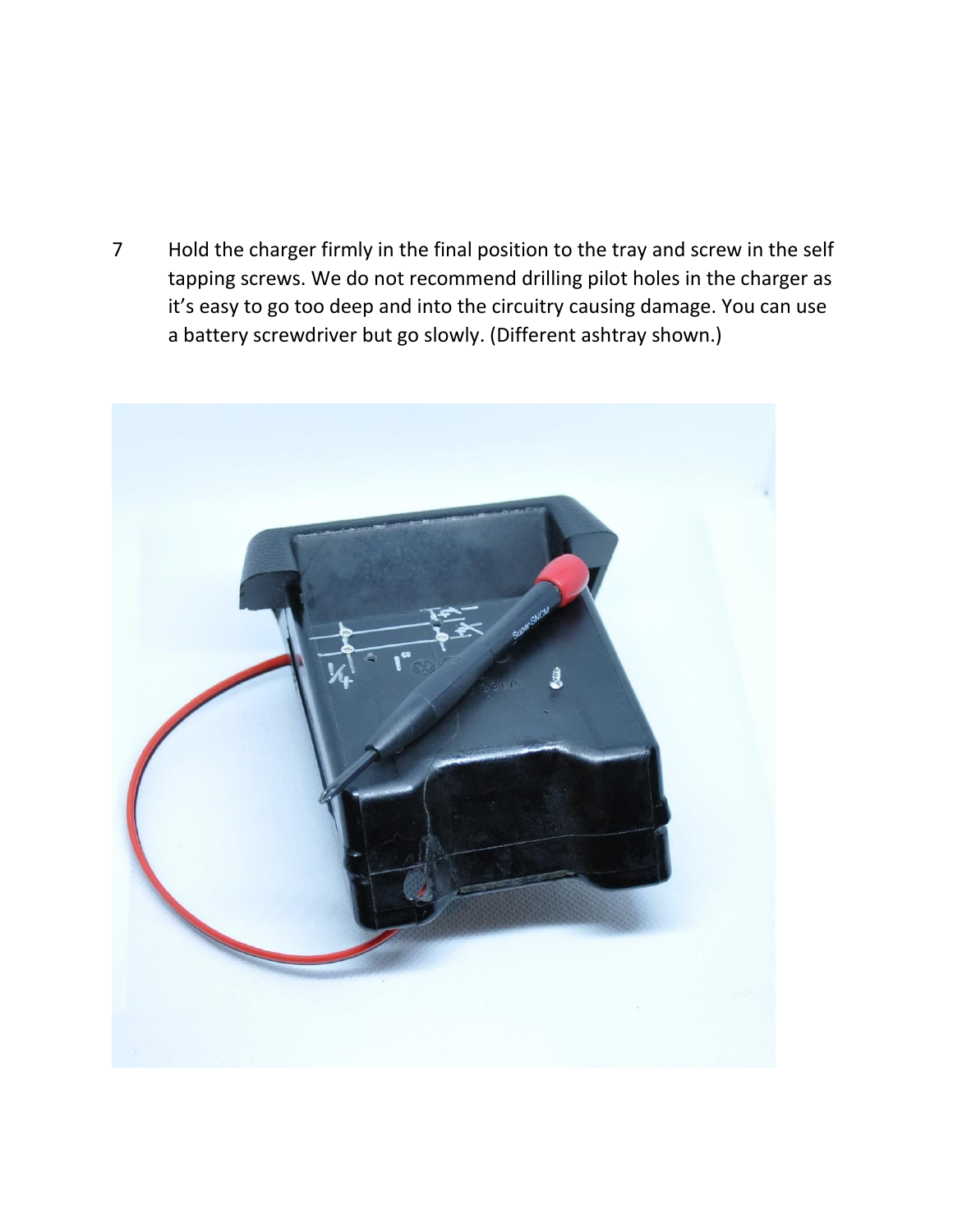7 Hold the charger firmly in the final position to the tray and screw in the self tapping screws. We do not recommend drilling pilot holes in the charger as it's easy to go too deep and into the circuitry causing damage. You can use a battery screwdriver but go slowly. (Different ashtray shown.)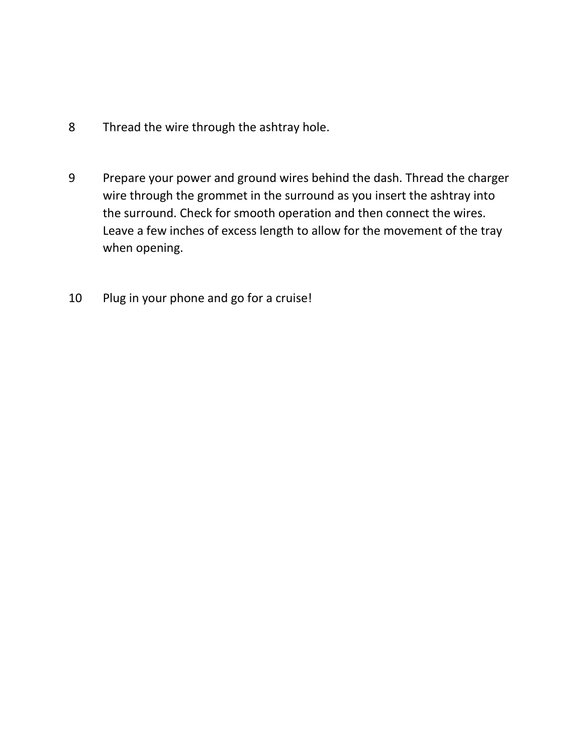8. Thread the wire through the ashtray hole.

9. Prepare your power and ground wires behind the dash. Thread the charger wire through the grommet in the surround as you insert the ashtray into the surround. Check for smooth operation and then connect the wires. Leave a few inches of excess length to allow for the movement of the tray when opening.

10. Plug in your phone and go for a cruise!